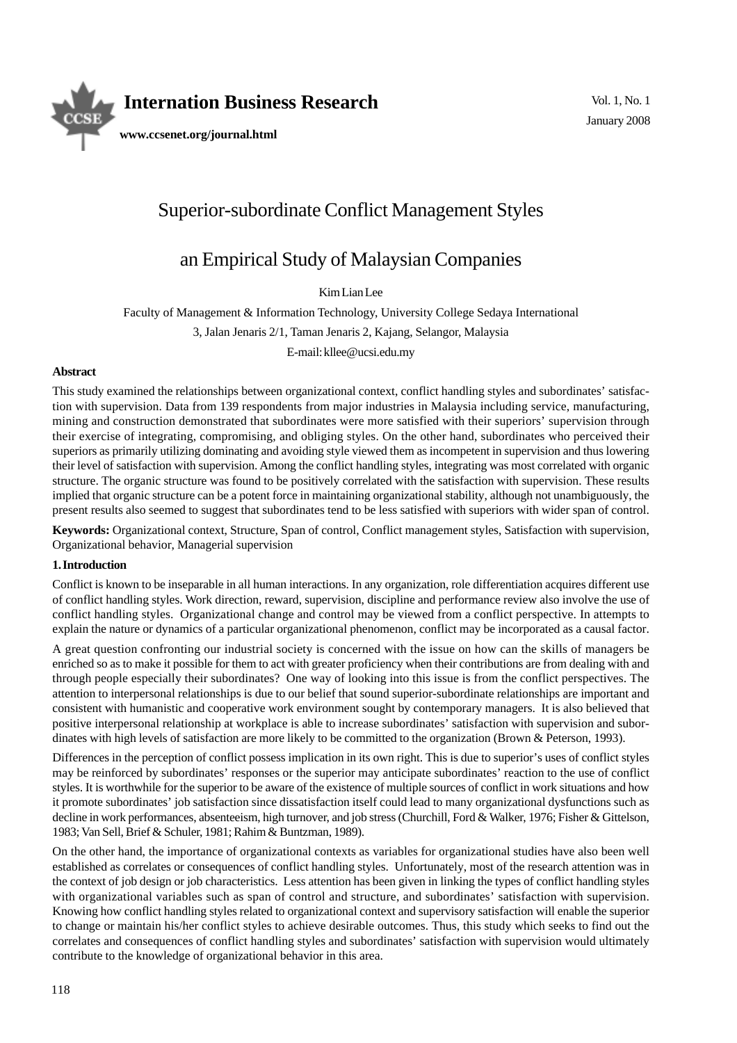# Superior-subordinate Conflict Management Styles

# an Empirical Study of Malaysian Companies

Kim Lian Lee

Faculty of Management & Information Technology, University College Sedaya International

3, Jalan Jenaris 2/1, Taman Jenaris 2, Kajang, Selangor, Malaysia

E-mail: kllee@ucsi.edu.my

**Abstract**

This study examined the relationships between organizational context, conflict handling styles and subordinates' satisfaction with supervision. Data from 139 respondents from major industries in Malaysia including service, manufacturing, mining and construction demonstrated that subordinates were more satisfied with their superiors' supervision through their exercise of integrating, compromising, and obliging styles. On the other hand, subordinates who perceived their superiors as primarily utilizing dominating and avoiding style viewed them as incompetent in supervision and thus lowering their level of satisfaction with supervision. Among the conflict handling styles, integrating was most correlated with organic structure. The organic structure was found to be positively correlated with the satisfaction with supervision. These results implied that organic structure can be a potent force in maintaining organizational stability, although not unambiguously, the present results also seemed to suggest that subordinates tend to be less satisfied with superiors with wider span of control.

**Keywords:** Organizational context, Structure, Span of control, Conflict management styles, Satisfaction with supervision, Organizational behavior, Managerial supervision

## 1. Introduction

Conflict is known to be inseparable in all human interactions. In any organization, role differentiation acquires different use of conflict handling styles. Work direction, reward, supervision, discipline and performance review also involve the use of conflict handling styles. Organizational change and control may be viewed from a conflict perspective. In attempts to explain the nature or dynamics of a particular organizational phenomenon, conflict may be incorporated as a causal factor.

A great question confronting our industrial society is concerned with the issue on how can the skills of managers be enriched so as to make it possible for them to act with greater proficiency when their contributions are from dealing with and through people especially their subordinates? One way of looking into this issue is from the conflict perspectives. The attention to interpersonal relationships is due to our belief that sound superior-subordinate relationships are important and consistent with humanistic and cooperative work environment sought by contemporary managers. It is also believed that positive interpersonal relationship at workplace is able to increase subordinates' satisfaction with supervision and subordinates with high levels of satisfaction are more likely to be committed to the organization (Brown & Peterson, 1993).

Differences in the perception of conflict possess implication in its own right. This is due to superior's uses of conflict styles may be reinforced by subordinates' responses or the superior may anticipate subordinates' reaction to the use of conflict styles. It is worthwhile for the superior to be aware of the existence of multiple sources of conflict in work situations and how it promote subordinates' job satisfaction since dissatisfaction itself could lead to many organizational dysfunctions such as decline in work performances, absenteeism, high turnover, and job stress (Churchill, Ford & Walker, 1976; Fisher & Gittelson, 1983; Van Sell, Brief & Schuler, 1981; Rahim & Buntzman, 1989).

On the other hand, the importance of organizational contexts as variables for organizational studies have also been well established as correlates or consequences of conflict handling styles. Unfortunately, most of the research attention was in the context of job design or job characteristics. Less attention has been given in linking the types of conflict handling styles with organizational variables such as span of control and structure, and subordinates' satisfaction with supervision. Knowing how conflict handling styles related to organizational context and supervisory satisfaction will enable the superior to change or maintain his/her conflict styles to achieve desirable outcomes. Thus, this study which seeks to find out the correlates and consequences of conflict handling styles and subordinates' satisfaction with supervision would ultimately contribute to the knowledge of organizational behavior in this area.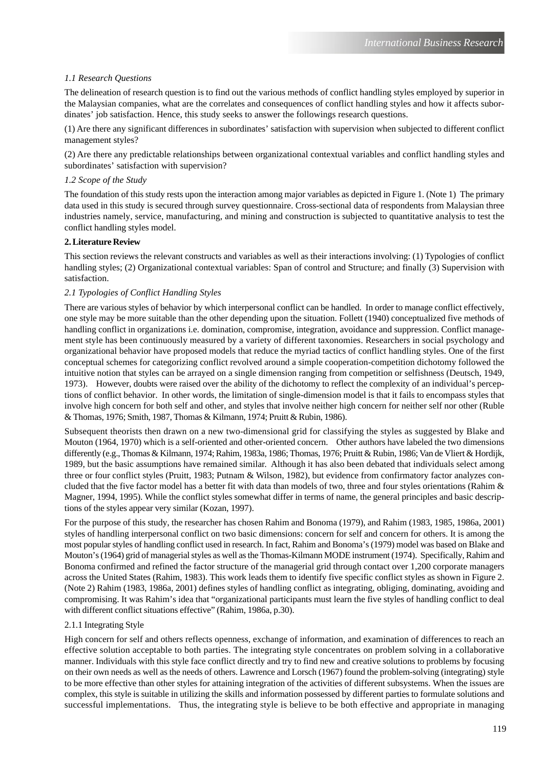*1.1 Research Questions*

The delineation of research question is to find out the various methods of conflict handling styles employed by superior in the Malaysian companies, what are the correlates and consequences of conflict handling styles and how it affects subordinates' job satisfaction. Hence, this study seeks to answer the followings research questions.

(1) Are there any significant differences in subordinates' satisfaction with supervision when subjected to different conflict management styles?

(2) Are there any predictable relationships between organizational contextual variables and conflict handling styles and subordinates' satisfaction with supervision?

*1.2 Scope of the Study*

The foundation of this study rests upon the interaction among major variables as depicted in Figure 1. (Note 1) The primary data used in this study is secured through survey questionnaire. Cross-sectional data of respondents from Malaysian three industries namely, service, manufacturing, and mining and construction is subjected to quantitative analysis to test the conflict handling styles model.

## 2. Literature Review

This section reviews the relevant constructs and variables as well as their interactions involving: (1) Typologies of conflict handling styles; (2) Organizational contextual variables: Span of control and Structure; and finally (3) Supervision with satisfaction.

### *2.1 Typologies of Conflict Handling Styles*

There are various styles of behavior by which interpersonal conflict can be handled. In order to manage conflict effectively, one style may be more suitable than the other depending upon the situation. Follett (1940) conceptualized five methods of handling conflict in organizations i.e. domination, compromise, integration, avoidance and suppression. Conflict management style has been continuously measured by a variety of different taxonomies. Researchers in social psychology and organizational behavior have proposed models that reduce the myriad tactics of conflict handling styles. One of the first conceptual schemes for categorizing conflict revolved around a simple cooperation-competition dichotomy followed the intuitive notion that styles can be arrayed on a single dimension ranging from competition or selfishness (Deutsch, 1949, 1973). However, doubts were raised over the ability of the dichotomy to reflect the complexity of an individual's perceptions of conflict behavior. In other words, the limitation of single-dimension model is that it fails to encompass styles that involve high concern for both self and other, and styles that involve neither high concern for neither self nor other (Ruble & Thomas, 1976; Smith, 1987, Thomas & Kilmann, 1974; Pruitt & Rubin, 1986).

Subsequent theorists then drawn on a new two-dimensional grid for classifying the styles as suggested by Blake and Mouton (1964, 1970) which is a self-oriented and other-oriented concern. Other authors have labeled the two dimensions differently (e.g., Thomas & Kilmann, 1974; Rahim, 1983a, 1986; Thomas, 1976; Pruitt & Rubin, 1986; Van de Vliert & Hordijk, 1989, but the basic assumptions have remained similar. Although it has also been debated that individuals select among three or four conflict styles (Pruitt, 1983; Putnam & Wilson, 1982), but evidence from confirmatory factor analyzes concluded that the five factor model has a better fit with data than models of two, three and four styles orientations (Rahim & Magner, 1994, 1995). While the conflict styles somewhat differ in terms of name, the general principles and basic descriptions of the styles appear very similar (Kozan, 1997).

For the purpose of this study, the researcher has chosen Rahim and Bonoma (1979), and Rahim (1983, 1985, 1986a, 2001) styles of handling interpersonal conflict on two basic dimensions: concern for self and concern for others. It is among the most popular styles of handling conflict used in research. In fact, Rahim and Bonoma's (1979) model was based on Blake and Mouton's (1964) grid of managerial styles as well as the Thomas-Kilmann MODE instrument (1974). Specifically, Rahim and Bonoma confirmed and refined the factor structure of the managerial grid through contact over 1,200 corporate managers across the United States (Rahim, 1983). This work leads them to identify five specific conflict styles as shown in Figure 2. (Note 2) Rahim (1983, 1986a, 2001) defines styles of handling conflict as integrating, obliging, dominating, avoiding and compromising. It was Rahim's idea that "organizational participants must learn the five styles of handling conflict to deal with different conflict situations effective" (Rahim, 1986a, p.30).

#### 2.1.1 Integrating Style

High concern for self and others reflects openness, exchange of information, and examination of differences to reach an effective solution acceptable to both parties. The integrating style concentrates on problem solving in a collaborative manner. Individuals with this style face conflict directly and try to find new and creative solutions to problems by focusing on their own needs as well as the needs of others. Lawrence and Lorsch (1967) found the problem-solving (integrating) style to be more effective than other styles for attaining integration of the activities of different subsystems. When the issues are complex, this style is suitable in utilizing the skills and information possessed by different parties to formulate solutions and successful implementations. Thus, the integrating style is believe to be both effective and appropriate in managing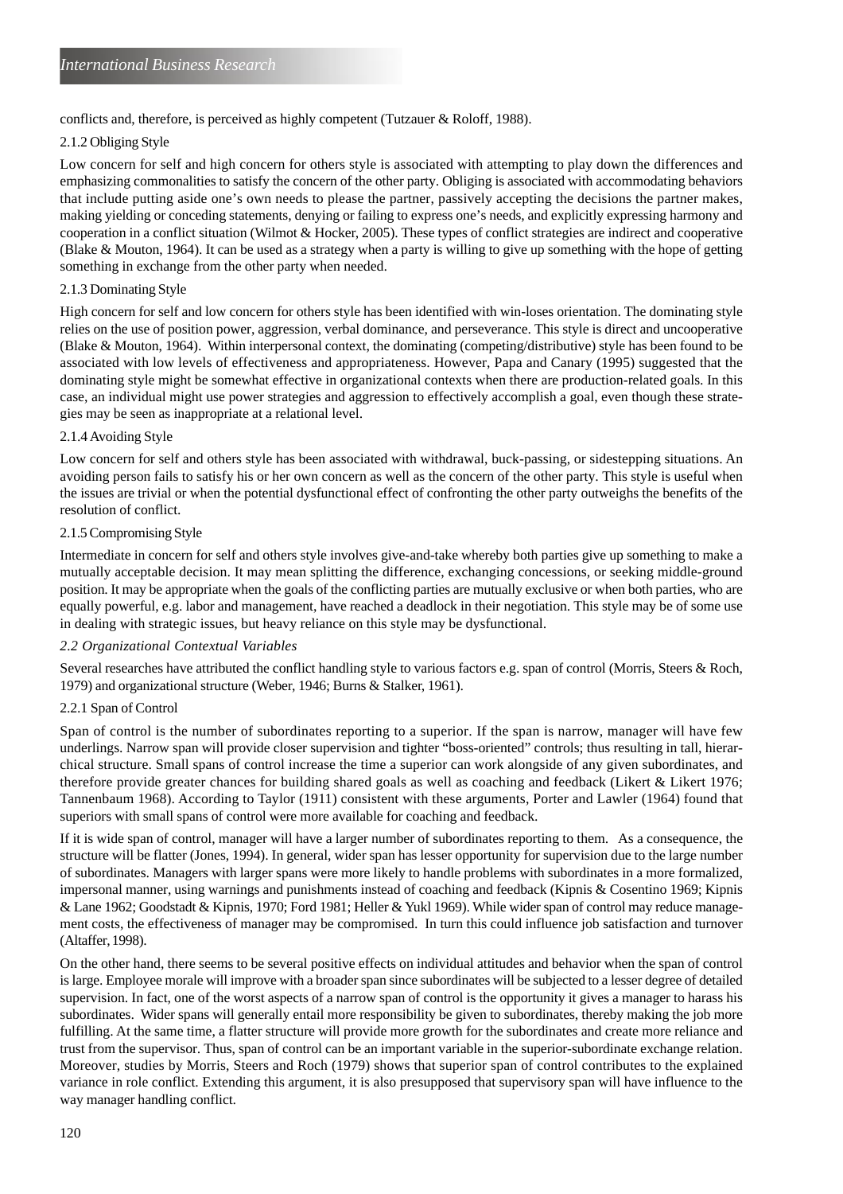conflicts and, therefore, is perceived as highly competent (Tutzauer & Roloff, 1988).

#### 2.1.2 Obliging Style

Low concern for self and high concern for others style is associated with attempting to play down the differences and emphasizing commonalities to satisfy the concern of the other party. Obliging is associated with accommodating behaviors that include putting aside one's own needs to please the partner, passively accepting the decisions the partner makes, making yielding or conceding statements, denying or failing to express one's needs, and explicitly expressing harmony and cooperation in a conflict situation (Wilmot & Hocker, 2005). These types of conflict strategies are indirect and cooperative (Blake & Mouton, 1964). It can be used as a strategy when a party is willing to give up something with the hope of getting something in exchange from the other party when needed.

#### 2.1.3 Dominating Style

High concern for self and low concern for others style has been identified with win-loses orientation. The dominating style relies on the use of position power, aggression, verbal dominance, and perseverance. This style is direct and uncooperative (Blake & Mouton, 1964). Within interpersonal context, the dominating (competing/distributive) style has been found to be associated with low levels of effectiveness and appropriateness. However, Papa and Canary (1995) suggested that the dominating style might be somewhat effective in organizational contexts when there are production-related goals. In this case, an individual might use power strategies and aggression to effectively accomplish a goal, even though these strategies may be seen as inappropriate at a relational level.

#### 2.1.4 Avoiding Style

Low concern for self and others style has been associated with withdrawal, buck-passing, or sidestepping situations. An avoiding person fails to satisfy his or her own concern as well as the concern of the other party. This style is useful when the issues are trivial or when the potential dysfunctional effect of confronting the other party outweighs the benefits of the resolution of conflict.

#### 2.1.5 Compromising Style

Intermediate in concern for self and others style involves give-and-take whereby both parties give up something to make a mutually acceptable decision. It may mean splitting the difference, exchanging concessions, or seeking middle-ground position. It may be appropriate when the goals of the conflicting parties are mutually exclusive or when both parties, who are equally powerful, e.g. labor and management, have reached a deadlock in their negotiation. This style may be of some use in dealing with strategic issues, but heavy reliance on this style may be dysfunctional.

### *2.2 Organizational Contextual Variables*

Several researches have attributed the conflict handling style to various factors e.g. span of control (Morris, Steers & Roch, 1979) and organizational structure (Weber, 1946; Burns & Stalker, 1961).

#### 2.2.1 Span of Control

Span of control is the number of subordinates reporting to a superior. If the span is narrow, manager will have few underlings. Narrow span will provide closer supervision and tighter "boss-oriented" controls; thus resulting in tall, hierarchical structure. Small spans of control increase the time a superior can work alongside of any given subordinates, and therefore provide greater chances for building shared goals as well as coaching and feedback (Likert & Likert 1976; Tannenbaum 1968). According to Taylor (1911) consistent with these arguments, Porter and Lawler (1964) found that superiors with small spans of control were more available for coaching and feedback.

If it is wide span of control, manager will have a larger number of subordinates reporting to them. As a consequence, the structure will be flatter (Jones, 1994). In general, wider span has lesser opportunity for supervision due to the large number of subordinates. Managers with larger spans were more likely to handle problems with subordinates in a more formalized, impersonal manner, using warnings and punishments instead of coaching and feedback (Kipnis & Cosentino 1969; Kipnis & Lane 1962; Goodstadt & Kipnis, 1970; Ford 1981; Heller & Yukl 1969). While wider span of control may reduce management costs, the effectiveness of manager may be compromised. In turn this could influence job satisfaction and turnover (Altaffer, 1998).

On the other hand, there seems to be several positive effects on individual attitudes and behavior when the span of control is large. Employee morale will improve with a broader span since subordinates will be subjected to a lesser degree of detailed supervision. In fact, one of the worst aspects of a narrow span of control is the opportunity it gives a manager to harass his subordinates. Wider spans will generally entail more responsibility be given to subordinates, thereby making the job more fulfilling. At the same time, a flatter structure will provide more growth for the subordinates and create more reliance and trust from the supervisor. Thus, span of control can be an important variable in the superior-subordinate exchange relation. Moreover, studies by Morris, Steers and Roch (1979) shows that superior span of control contributes to the explained variance in role conflict. Extending this argument, it is also presupposed that supervisory span will have influence to the way manager handling conflict.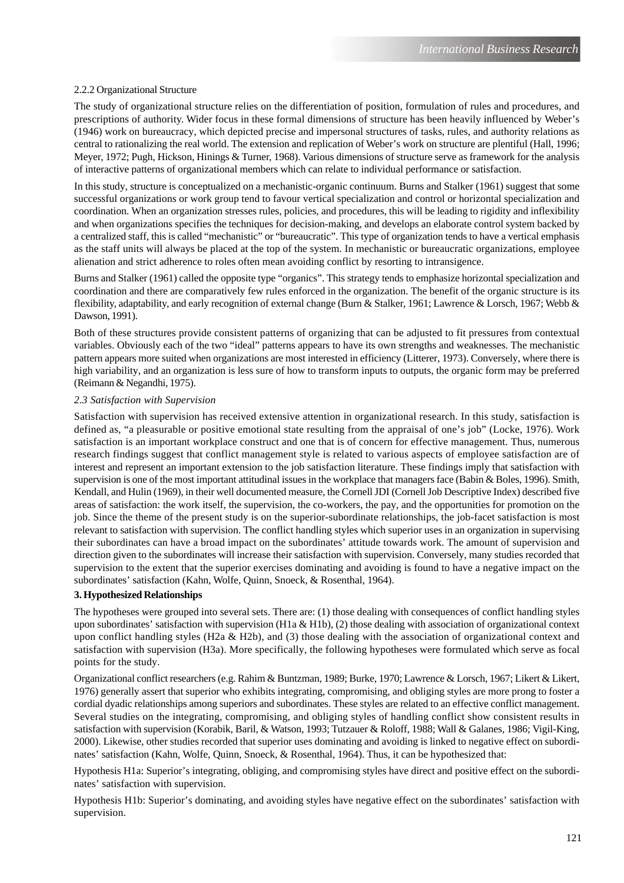#### 2.2.2 Organizational Structure

The study of organizational structure relies on the differentiation of position, formulation of rules and procedures, and prescriptions of authority. Wider focus in these formal dimensions of structure has been heavily influenced by Weber's (1946) work on bureaucracy, which depicted precise and impersonal structures of tasks, rules, and authority relations as central to rationalizing the real world. The extension and replication of Weber's work on structure are plentiful (Hall, 1996; Meyer, 1972; Pugh, Hickson, Hinings & Turner, 1968). Various dimensions of structure serve as framework for the analysis of interactive patterns of organizational members which can relate to individual performance or satisfaction.

In this study, structure is conceptualized on a mechanistic-organic continuum. Burns and Stalker (1961) suggest that some successful organizations or work group tend to favour vertical specialization and control or horizontal specialization and coordination. When an organization stresses rules, policies, and procedures, this will be leading to rigidity and inflexibility and when organizations specifies the techniques for decision-making, and develops an elaborate control system backed by a centralized staff, this is called "mechanistic" or "bureaucratic". This type of organization tends to have a vertical emphasis as the staff units will always be placed at the top of the system. In mechanistic or bureaucratic organizations, employee alienation and strict adherence to roles often mean avoiding conflict by resorting to intransigence.

Burns and Stalker (1961) called the opposite type "organics". This strategy tends to emphasize horizontal specialization and coordination and there are comparatively few rules enforced in the organization. The benefit of the organic structure is its flexibility, adaptability, and early recognition of external change (Burn & Stalker, 1961; Lawrence & Lorsch, 1967; Webb & Dawson, 1991).

Both of these structures provide consistent patterns of organizing that can be adjusted to fit pressures from contextual variables. Obviously each of the two "ideal" patterns appears to have its own strengths and weaknesses. The mechanistic pattern appears more suited when organizations are most interested in efficiency (Litterer, 1973). Conversely, where there is high variability, and an organization is less sure of how to transform inputs to outputs, the organic form may be preferred (Reimann & Negandhi, 1975).

### *2.3 Satisfaction with Supervision*

Satisfaction with supervision has received extensive attention in organizational research. In this study, satisfaction is defined as, "a pleasurable or positive emotional state resulting from the appraisal of one's job" (Locke, 1976). Work satisfaction is an important workplace construct and one that is of concern for effective management. Thus, numerous research findings suggest that conflict management style is related to various aspects of employee satisfaction are of interest and represent an important extension to the job satisfaction literature. These findings imply that satisfaction with supervision is one of the most important attitudinal issues in the workplace that managers face (Babin & Boles, 1996). Smith, Kendall, and Hulin (1969), in their well documented measure, the Cornell JDI (Cornell Job Descriptive Index) described five areas of satisfaction: the work itself, the supervision, the co-workers, the pay, and the opportunities for promotion on the job. Since the theme of the present study is on the superior-subordinate relationships, the job-facet satisfaction is most relevant to satisfaction with supervision. The conflict handling styles which superior uses in an organization in supervising their subordinates can have a broad impact on the subordinates' attitude towards work. The amount of supervision and direction given to the subordinates will increase their satisfaction with supervision. Conversely, many studies recorded that supervision to the extent that the superior exercises dominating and avoiding is found to have a negative impact on the subordinates' satisfaction (Kahn, Wolfe, Quinn, Snoeck, & Rosenthal, 1964).

## 3. Hypothesized Relationships

The hypotheses were grouped into several sets. There are: (1) those dealing with consequences of conflict handling styles upon subordinates' satisfaction with supervision (H1a & H1b), (2) those dealing with association of organizational context upon conflict handling styles (H2a & H2b), and (3) those dealing with the association of organizational context and satisfaction with supervision (H3a). More specifically, the following hypotheses were formulated which serve as focal points for the study.

Organizational conflict researchers (e.g. Rahim & Buntzman, 1989; Burke, 1970; Lawrence & Lorsch, 1967; Likert & Likert, 1976) generally assert that superior who exhibits integrating, compromising, and obliging styles are more prong to foster a cordial dyadic relationships among superiors and subordinates. These styles are related to an effective conflict management. Several studies on the integrating, compromising, and obliging styles of handling conflict show consistent results in satisfaction with supervision (Korabik, Baril, & Watson, 1993; Tutzauer & Roloff, 1988; Wall & Galanes, 1986; Vigil-King, 2000). Likewise, other studies recorded that superior uses dominating and avoiding is linked to negative effect on subordinates' satisfaction (Kahn, Wolfe, Quinn, Snoeck, & Rosenthal, 1964). Thus, it can be hypothesized that:

Hypothesis H1a: Superior's integrating, obliging, and compromising styles have direct and positive effect on the subordinates' satisfaction with supervision.

Hypothesis H1b: Superior's dominating, and avoiding styles have negative effect on the subordinates' satisfaction with supervision.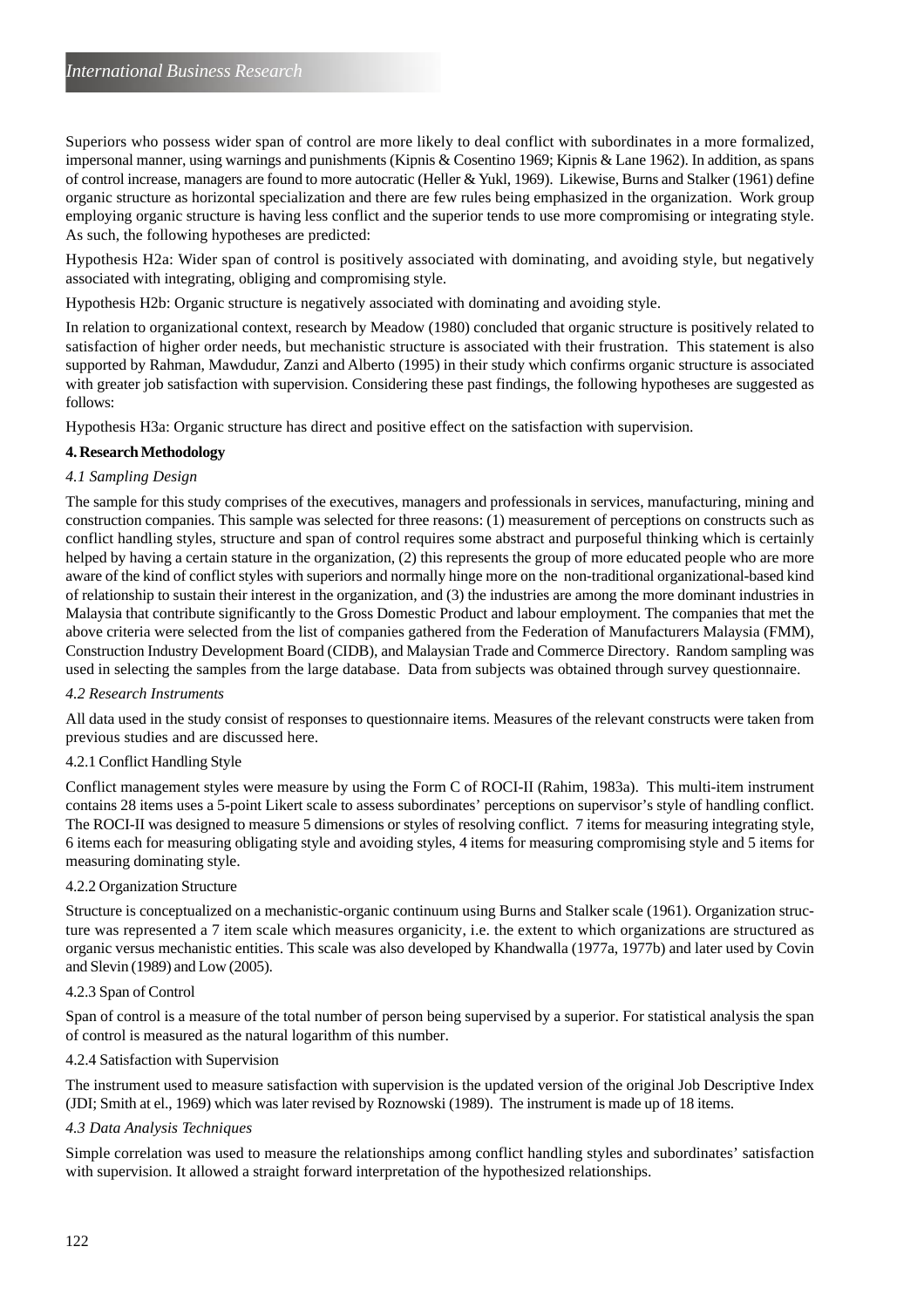Superiors who possess wider span of control are more likely to deal conflict with subordinates in a more formalized, impersonal manner, using warnings and punishments (Kipnis & Cosentino 1969; Kipnis & Lane 1962). In addition, as spans of control increase, managers are found to more autocratic (Heller & Yukl, 1969). Likewise, Burns and Stalker (1961) define organic structure as horizontal specialization and there are few rules being emphasized in the organization. Work group employing organic structure is having less conflict and the superior tends to use more compromising or integrating style. As such, the following hypotheses are predicted:

Hypothesis H2a: Wider span of control is positively associated with dominating, and avoiding style, but negatively associated with integrating, obliging and compromising style.

Hypothesis H2b: Organic structure is negatively associated with dominating and avoiding style.

In relation to organizational context, research by Meadow (1980) concluded that organic structure is positively related to satisfaction of higher order needs, but mechanistic structure is associated with their frustration. This statement is also supported by Rahman, Mawdudur, Zanzi and Alberto (1995) in their study which confirms organic structure is associated with greater job satisfaction with supervision. Considering these past findings, the following hypotheses are suggested as follows:

Hypothesis H3a: Organic structure has direct and positive effect on the satisfaction with supervision.

## 4. Research Methodology

### *4.1 Sampling Design*

The sample for this study comprises of the executives, managers and professionals in services, manufacturing, mining and construction companies. This sample was selected for three reasons: (1) measurement of perceptions on constructs such as conflict handling styles, structure and span of control requires some abstract and purposeful thinking which is certainly helped by having a certain stature in the organization, (2) this represents the group of more educated people who are more aware of the kind of conflict styles with superiors and normally hinge more on the non-traditional organizational-based kind of relationship to sustain their interest in the organization, and (3) the industries are among the more dominant industries in Malaysia that contribute significantly to the Gross Domestic Product and labour employment. The companies that met the above criteria were selected from the list of companies gathered from the Federation of Manufacturers Malaysia (FMM), Construction Industry Development Board (CIDB), and Malaysian Trade and Commerce Directory. Random sampling was used in selecting the samples from the large database. Data from subjects was obtained through survey questionnaire.

### *4.2 Research Instruments*

All data used in the study consist of responses to questionnaire items. Measures of the relevant constructs were taken from previous studies and are discussed here.

#### 4.2.1 Conflict Handling Style

Conflict management styles were measure by using the Form C of ROCI-II (Rahim, 1983a). This multi-item instrument contains 28 items uses a 5-point Likert scale to assess subordinates' perceptions on supervisor's style of handling conflict. The ROCI-II was designed to measure 5 dimensions or styles of resolving conflict. 7 items for measuring integrating style, 6 items each for measuring obligating style and avoiding styles, 4 items for measuring compromising style and 5 items for measuring dominating style.

#### 4.2.2 Organization Structure

Structure is conceptualized on a mechanistic-organic continuum using Burns and Stalker scale (1961). Organization structure was represented a 7 item scale which measures organicity, i.e. the extent to which organizations are structured as organic versus mechanistic entities. This scale was also developed by Khandwalla (1977a, 1977b) and later used by Covin and Slevin (1989) and Low (2005).

#### 4.2.3 Span of Control

Span of control is a measure of the total number of person being supervised by a superior. For statistical analysis the span of control is measured as the natural logarithm of this number.

#### 4.2.4 Satisfaction with Supervision

The instrument used to measure satisfaction with supervision is the updated version of the original Job Descriptive Index (JDI; Smith at el., 1969) which was later revised by Roznowski (1989). The instrument is made up of 18 items.

### *4.3 Data Analysis Techniques*

Simple correlation was used to measure the relationships among conflict handling styles and subordinates' satisfaction with supervision. It allowed a straight forward interpretation of the hypothesized relationships.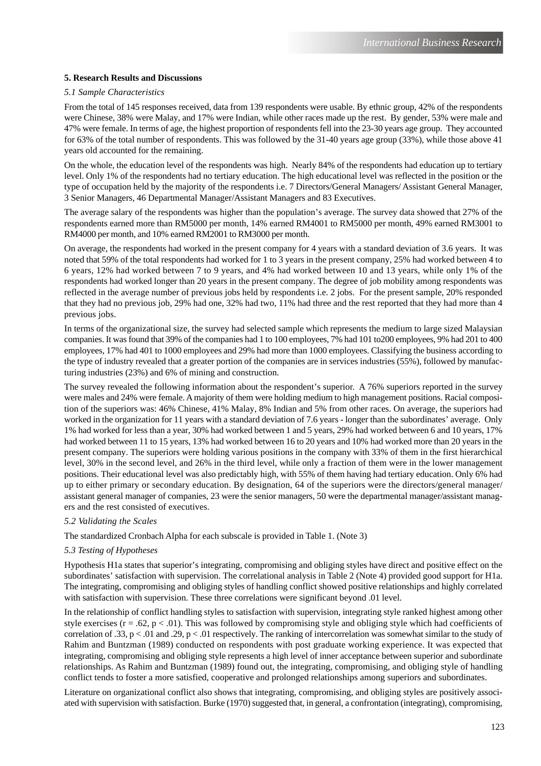### 5. Research Results and Discussions

*5.1 Sample Characteristics*

From the total of 145 responses received, data from 139 respondents were usable. By ethnic group, 42% of the respondents were Chinese, 38% were Malay, and 17% were Indian, while other races made up the rest. By gender, 53% were male and 47% were female. In terms of age, the highest proportion of respondents fell into the 23-30 years age group. They accounted for 63% of the total number of respondents. This was followed by the 31-40 years age group (33%), while those above 41 years old accounted for the remaining.

On the whole, the education level of the respondents was high. Nearly 84% of the respondents had education up to tertiary level. Only 1% of the respondents had no tertiary education. The high educational level was reflected in the position or the type of occupation held by the majority of the respondents i.e. 7 Directors/General Managers/ Assistant General Manager, 3 Senior Managers, 46 Departmental Manager/Assistant Managers and 83 Executives.

The average salary of the respondents was higher than the population's average. The survey data showed that 27% of the respondents earned more than RM5000 per month, 14% earned RM4001 to RM5000 per month, 49% earned RM3001 to RM4000 per month, and 10% earned RM2001 to RM3000 per month.

On average, the respondents had worked in the present company for 4 years with a standard deviation of 3.6 years. It was noted that 59% of the total respondents had worked for 1 to 3 years in the present company, 25% had worked between 4 to 6 years, 12% had worked between 7 to 9 years, and 4% had worked between 10 and 13 years, while only 1% of the respondents had worked longer than 20 years in the present company. The degree of job mobility among respondents was reflected in the average number of previous jobs held by respondents i.e. 2 jobs. For the present sample, 20% responded that they had no previous job, 29% had one, 32% had two, 11% had three and the rest reported that they had more than 4 previous jobs.

In terms of the organizational size, the survey had selected sample which represents the medium to large sized Malaysian companies. It was found that 39% of the companies had 1 to 100 employees, 7% had 101 to200 employees, 9% had 201 to 400 employees, 17% had 401 to 1000 employees and 29% had more than 1000 employees. Classifying the business according to the type of industry revealed that a greater portion of the companies are in services industries (55%), followed by manufacturing industries (23%) and 6% of mining and construction.

The survey revealed the following information about the respondent's superior. A 76% superiors reported in the survey were males and 24% were female. A majority of them were holding medium to high management positions. Racial composition of the superiors was: 46% Chinese, 41% Malay, 8% Indian and 5% from other races. On average, the superiors had worked in the organization for 11 years with a standard deviation of 7.6 years - longer than the subordinates' average. Only 1% had worked for less than a year, 30% had worked between 1 and 5 years, 29% had worked between 6 and 10 years, 17% had worked between 11 to 15 years, 13% had worked between 16 to 20 years and 10% had worked more than 20 years in the present company. The superiors were holding various positions in the company with 33% of them in the first hierarchical level, 30% in the second level, and 26% in the third level, while only a fraction of them were in the lower management positions. Their educational level was also predictably high, with 55% of them having had tertiary education. Only 6% had up to either primary or secondary education. By designation, 64 of the superiors were the directors/general manager/ assistant general manager of companies, 23 were the senior managers, 50 were the departmental manager/assistant managers and the rest consisted of executives.

*5.2 Validating the Scales*

The standardized Cronbach Alpha for each subscale is provided in Table 1. (Note 3)

*5.3 Testing of Hypotheses*

Hypothesis H1a states that superior's integrating, compromising and obliging styles have direct and positive effect on the subordinates' satisfaction with supervision. The correlational analysis in Table 2 (Note 4) provided good support for H1a. The integrating, compromising and obliging styles of handling conflict showed positive relationships and highly correlated with satisfaction with supervision. These three correlations were significant beyond .01 level.

In the relationship of conflict handling styles to satisfaction with supervision, integrating style ranked highest among other style exercises ($r = .62, p < .01$). This was followed by compromising style and obliging style which had coefficients of correlation of .33, $p < .01$ and .29, $p < .01$ respectively. The ranking of intercorrelation was somewhat similar to the study of Rahim and Buntzman (1989) conducted on respondents with post graduate working experience. It was expected that integrating, compromising and obliging style represents a high level of inner acceptance between superior and subordinate relationships. As Rahim and Buntzman (1989) found out, the integrating, compromising, and obliging style of handling conflict tends to foster a more satisfied, cooperative and prolonged relationships among superiors and subordinates.

Literature on organizational conflict also shows that integrating, compromising, and obliging styles are positively associated with supervision with satisfaction. Burke (1970) suggested that, in general, a confrontation (integrating), compromising,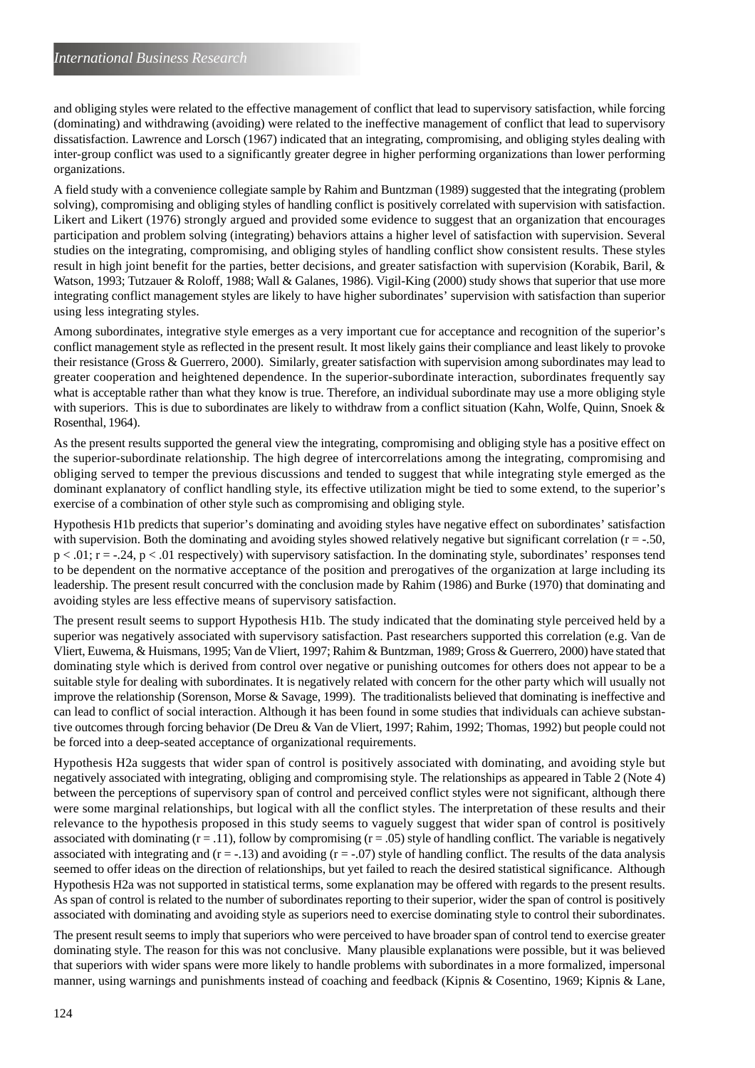and obliging styles were related to the effective management of conflict that lead to supervisory satisfaction, while forcing (dominating) and withdrawing (avoiding) were related to the ineffective management of conflict that lead to supervisory dissatisfaction. Lawrence and Lorsch (1967) indicated that an integrating, compromising, and obliging styles dealing with inter-group conflict was used to a significantly greater degree in higher performing organizations than lower performing organizations.

A field study with a convenience collegiate sample by Rahim and Buntzman (1989) suggested that the integrating (problem solving), compromising and obliging styles of handling conflict is positively correlated with supervision with satisfaction. Likert and Likert (1976) strongly argued and provided some evidence to suggest that an organization that encourages participation and problem solving (integrating) behaviors attains a higher level of satisfaction with supervision. Several studies on the integrating, compromising, and obliging styles of handling conflict show consistent results. These styles result in high joint benefit for the parties, better decisions, and greater satisfaction with supervision (Korabik, Baril, & Watson, 1993; Tutzauer & Roloff, 1988; Wall & Galanes, 1986). Vigil-King (2000) study shows that superior that use more integrating conflict management styles are likely to have higher subordinates' supervision with satisfaction than superior using less integrating styles.

Among subordinates, integrative style emerges as a very important cue for acceptance and recognition of the superior's conflict management style as reflected in the present result. It most likely gains their compliance and least likely to provoke their resistance (Gross & Guerrero, 2000). Similarly, greater satisfaction with supervision among subordinates may lead to greater cooperation and heightened dependence. In the superior-subordinate interaction, subordinates frequently say what is acceptable rather than what they know is true. Therefore, an individual subordinate may use a more obliging style with superiors. This is due to subordinates are likely to withdraw from a conflict situation (Kahn, Wolfe, Quinn, Snoek & Rosenthal, 1964).

As the present results supported the general view the integrating, compromising and obliging style has a positive effect on the superior-subordinate relationship. The high degree of intercorrelations among the integrating, compromising and obliging served to temper the previous discussions and tended to suggest that while integrating style emerged as the dominant explanatory of conflict handling style, its effective utilization might be tied to some extend, to the superior's exercise of a combination of other style such as compromising and obliging style.

Hypothesis H1b predicts that superior's dominating and avoiding styles have negative effect on subordinates' satisfaction with supervision. Both the dominating and avoiding styles showed relatively negative but significant correlation ($r = -.50$, $p < .01$; $r = -.24$, $p < .01$ respectively) with supervisory satisfaction. In the dominating style, subordinates' responses tend to be dependent on the normative acceptance of the position and prerogatives of the organization at large including its leadership. The present result concurred with the conclusion made by Rahim (1986) and Burke (1970) that dominating and avoiding styles are less effective means of supervisory satisfaction.

The present result seems to support Hypothesis H1b. The study indicated that the dominating style perceived held by a superior was negatively associated with supervisory satisfaction. Past researchers supported this correlation (e.g. Van de Vliert, Euwema, & Huismans, 1995; Van de Vliert, 1997; Rahim & Buntzman, 1989; Gross & Guerrero, 2000) have stated that dominating style which is derived from control over negative or punishing outcomes for others does not appear to be a suitable style for dealing with subordinates. It is negatively related with concern for the other party which will usually not improve the relationship (Sorenson, Morse & Savage, 1999). The traditionalists believed that dominating is ineffective and can lead to conflict of social interaction. Although it has been found in some studies that individuals can achieve substantive outcomes through forcing behavior (De Dreu & Van de Vliert, 1997; Rahim, 1992; Thomas, 1992) but people could not be forced into a deep-seated acceptance of organizational requirements.

Hypothesis H2a suggests that wider span of control is positively associated with dominating, and avoiding style but negatively associated with integrating, obliging and compromising style. The relationships as appeared in Table 2 (Note 4) between the perceptions of supervisory span of control and perceived conflict styles were not significant, although there were some marginal relationships, but logical with all the conflict styles. The interpretation of these results and their relevance to the hypothesis proposed in this study seems to vaguely suggest that wider span of control is positively associated with dominating ($r = .11$), follow by compromising ($r = .05$) style of handling conflict. The variable is negatively associated with integrating and ($r = -.13$) and avoiding ($r = -.07$) style of handling conflict. The results of the data analysis seemed to offer ideas on the direction of relationships, but yet failed to reach the desired statistical significance. Although Hypothesis H2a was not supported in statistical terms, some explanation may be offered with regards to the present results. As span of control is related to the number of subordinates reporting to their superior, wider the span of control is positively associated with dominating and avoiding style as superiors need to exercise dominating style to control their subordinates.

The present result seems to imply that superiors who were perceived to have broader span of control tend to exercise greater dominating style. The reason for this was not conclusive. Many plausible explanations were possible, but it was believed that superiors with wider spans were more likely to handle problems with subordinates in a more formalized, impersonal manner, using warnings and punishments instead of coaching and feedback (Kipnis & Cosentino, 1969; Kipnis & Lane,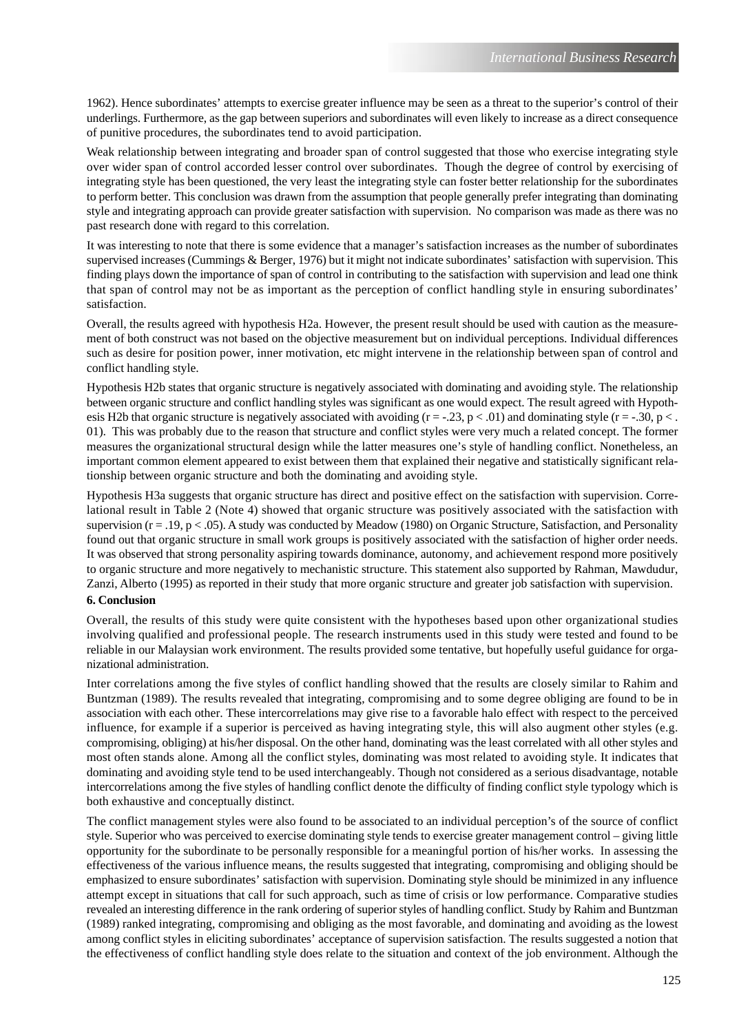1962). Hence subordinates' attempts to exercise greater influence may be seen as a threat to the superior's control of their underlings. Furthermore, as the gap between superiors and subordinates will even likely to increase as a direct consequence of punitive procedures, the subordinates tend to avoid participation.

Weak relationship between integrating and broader span of control suggested that those who exercise integrating style over wider span of control accorded lesser control over subordinates. Though the degree of control by exercising of integrating style has been questioned, the very least the integrating style can foster better relationship for the subordinates to perform better. This conclusion was drawn from the assumption that people generally prefer integrating than dominating style and integrating approach can provide greater satisfaction with supervision. No comparison was made as there was no past research done with regard to this correlation.

It was interesting to note that there is some evidence that a manager's satisfaction increases as the number of subordinates supervised increases (Cummings & Berger, 1976) but it might not indicate subordinates' satisfaction with supervision. This finding plays down the importance of span of control in contributing to the satisfaction with supervision and lead one think that span of control may not be as important as the perception of conflict handling style in ensuring subordinates' satisfaction.

Overall, the results agreed with hypothesis H2a. However, the present result should be used with caution as the measurement of both construct was not based on the objective measurement but on individual perceptions. Individual differences such as desire for position power, inner motivation, etc might intervene in the relationship between span of control and conflict handling style.

Hypothesis H2b states that organic structure is negatively associated with dominating and avoiding style. The relationship between organic structure and conflict handling styles was significant as one would expect. The result agreed with Hypothesis H2b that organic structure is negatively associated with avoiding ($r = -.23$, $p < .01$) and dominating style ($r = -.30$, $p < .01$). This was probably due to the reason that structure and conflict styles were very much a related concept. The former measures the organizational structural design while the latter measures one's style of handling conflict. Nonetheless, an important common element appeared to exist between them that explained their negative and statistically significant relationship between organic structure and both the dominating and avoiding style.

Hypothesis H3a suggests that organic structure has direct and positive effect on the satisfaction with supervision. Correlational result in Table 2 (Note 4) showed that organic structure was positively associated with the satisfaction with supervision ($r = .19$, $p < .05$). A study was conducted by Meadow (1980) on Organic Structure, Satisfaction, and Personality found out that organic structure in small work groups is positively associated with the satisfaction of higher order needs. It was observed that strong personality aspiring towards dominance, autonomy, and achievement respond more positively to organic structure and more negatively to mechanistic structure. This statement also supported by Rahman, Mawdudur, Zanzi, Alberto (1995) as reported in their study that more organic structure and greater job satisfaction with supervision.

**6. Conclusion**

Overall, the results of this study were quite consistent with the hypotheses based upon other organizational studies involving qualified and professional people. The research instruments used in this study were tested and found to be reliable in our Malaysian work environment. The results provided some tentative, but hopefully useful guidance for organizational administration.

Inter correlations among the five styles of conflict handling showed that the results are closely similar to Rahim and Buntzman (1989). The results revealed that integrating, compromising and to some degree obliging are found to be in association with each other. These intercorrelations may give rise to a favorable halo effect with respect to the perceived influence, for example if a superior is perceived as having integrating style, this will also augment other styles (e.g. compromising, obliging) at his/her disposal. On the other hand, dominating was the least correlated with all other styles and most often stands alone. Among all the conflict styles, dominating was most related to avoiding style. It indicates that dominating and avoiding style tend to be used interchangeably. Though not considered as a serious disadvantage, notable intercorrelations among the five styles of handling conflict denote the difficulty of finding conflict style typology which is both exhaustive and conceptually distinct.

The conflict management styles were also found to be associated to an individual perception's of the source of conflict style. Superior who was perceived to exercise dominating style tends to exercise greater management control – giving little opportunity for the subordinate to be personally responsible for a meaningful portion of his/her works. In assessing the effectiveness of the various influence means, the results suggested that integrating, compromising and obliging should be emphasized to ensure subordinates' satisfaction with supervision. Dominating style should be minimized in any influence attempt except in situations that call for such approach, such as time of crisis or low performance. Comparative studies revealed an interesting difference in the rank ordering of superior styles of handling conflict. Study by Rahim and Buntzman (1989) ranked integrating, compromising and obliging as the most favorable, and dominating and avoiding as the lowest among conflict styles in eliciting subordinates' acceptance of supervision satisfaction. The results suggested a notion that the effectiveness of conflict handling style does relate to the situation and context of the job environment. Although the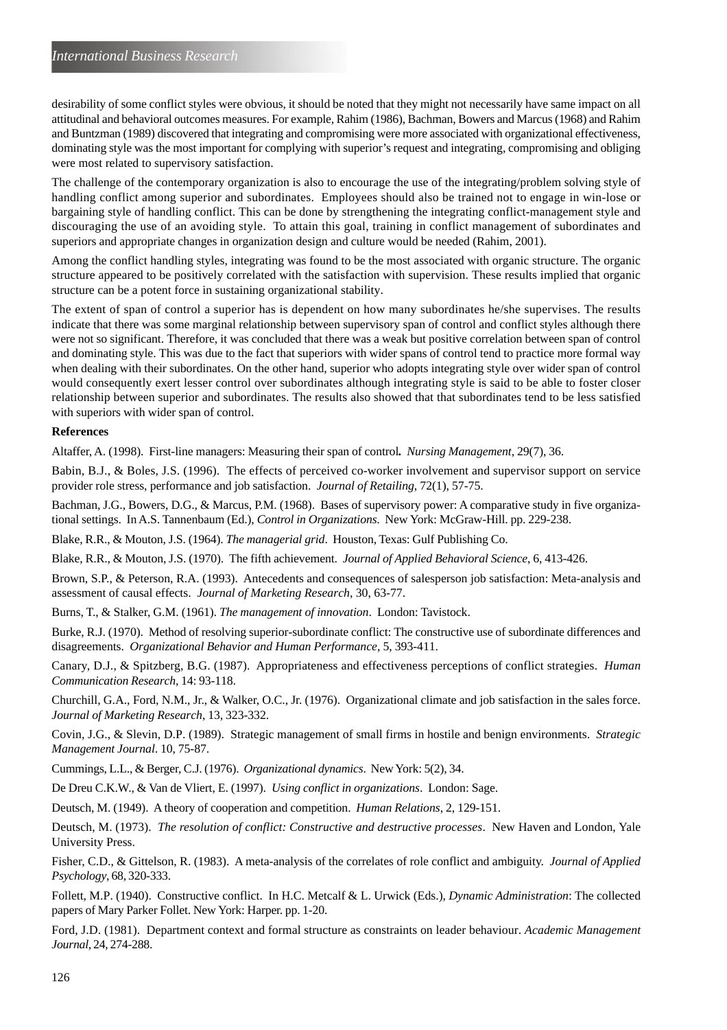desirability of some conflict styles were obvious, it should be noted that they might not necessarily have same impact on all attitudinal and behavioral outcomes measures. For example, Rahim (1986), Bachman, Bowers and Marcus (1968) and Rahim and Buntzman (1989) discovered that integrating and compromising were more associated with organizational effectiveness, dominating style was the most important for complying with superior's request and integrating, compromising and obliging were most related to supervisory satisfaction.

The challenge of the contemporary organization is also to encourage the use of the integrating/problem solving style of handling conflict among superior and subordinates. Employees should also be trained not to engage in win-lose or bargaining style of handling conflict. This can be done by strengthening the integrating conflict-management style and discouraging the use of an avoiding style. To attain this goal, training in conflict management of subordinates and superiors and appropriate changes in organization design and culture would be needed (Rahim, 2001).

Among the conflict handling styles, integrating was found to be the most associated with organic structure. The organic structure appeared to be positively correlated with the satisfaction with supervision. These results implied that organic structure can be a potent force in sustaining organizational stability.

The extent of span of control a superior has is dependent on how many subordinates he/she supervises. The results indicate that there was some marginal relationship between supervisory span of control and conflict styles although there were not so significant. Therefore, it was concluded that there was a weak but positive correlation between span of control and dominating style. This was due to the fact that superiors with wider spans of control tend to practice more formal way when dealing with their subordinates. On the other hand, superior who adopts integrating style over wider span of control would consequently exert lesser control over subordinates although integrating style is said to be able to foster closer relationship between superior and subordinates. The results also showed that that subordinates tend to be less satisfied with superiors with wider span of control.

**References**

Altaffer, A. (1998). First-line managers: Measuring their span of control**.** *Nursing Management*, 29(7), 36.

Babin, B.J., & Boles, J.S. (1996). The effects of perceived co-worker involvement and supervisor support on service provider role stress, performance and job satisfaction. *Journal of Retailing*, 72(1), 57-75.

Bachman, J.G., Bowers, D.G., & Marcus, P.M. (1968). Bases of supervisory power: A comparative study in five organizational settings. In A.S. Tannenbaum (Ed.), *Control in Organizations.* New York: McGraw-Hill. pp. 229-238.

Blake, R.R., & Mouton, J.S. (1964). *The managerial grid*. Houston, Texas: Gulf Publishing Co.

Blake, R.R., & Mouton, J.S. (1970). The fifth achievement. *Journal of Applied Behavioral Science*, 6, 413-426.

Brown, S.P., & Peterson, R.A. (1993). Antecedents and consequences of salesperson job satisfaction: Meta-analysis and assessment of causal effects. *Journal of Marketing Research*, 30, 63-77.

Burns, T., & Stalker, G.M. (1961). *The management of innovation*. London: Tavistock.

Burke, R.J. (1970). Method of resolving superior-subordinate conflict: The constructive use of subordinate differences and disagreements. *Organizational Behavior and Human Performance*, 5, 393-411.

Canary, D.J., & Spitzberg, B.G. (1987). Appropriateness and effectiveness perceptions of conflict strategies. *Human Communication Research*, 14: 93-118.

Churchill, G.A., Ford, N.M., Jr., & Walker, O.C., Jr. (1976). Organizational climate and job satisfaction in the sales force. *Journal of Marketing Research*, 13, 323-332.

Covin, J.G., & Slevin, D.P. (1989). Strategic management of small firms in hostile and benign environments. *Strategic Management Journal*. 10, 75-87.

Cummings, L.L., & Berger, C.J. (1976). *Organizational dynamics*. New York: 5(2), 34.

De Dreu C.K.W., & Van de Vliert, E. (1997). *Using conflict in organizations*. London: Sage.

Deutsch, M. (1949). A theory of cooperation and competition. *Human Relations*, 2, 129-151.

Deutsch, M. (1973). *The resolution of conflict: Constructive and destructive processes*. New Haven and London, Yale University Press.

Fisher, C.D., & Gittelson, R. (1983). A meta-analysis of the correlates of role conflict and ambiguity. *Journal of Applied Psychology*, 68, 320-333.

Follett, M.P. (1940). Constructive conflict. In H.C. Metcalf & L. Urwick (Eds.), *Dynamic Administration*: The collected papers of Mary Parker Follet. New York: Harper. pp. 1-20.

Ford, J.D. (1981). Department context and formal structure as constraints on leader behaviour. *Academic Management Journal*, 24, 274-288.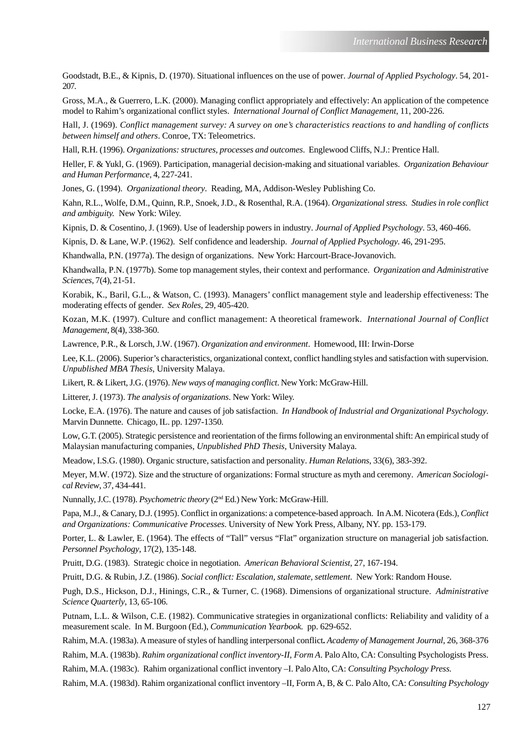Goodstadt, B.E., & Kipnis, D. (1970). Situational influences on the use of power. *Journal of Applied Psychology*. 54, 201-207.

Gross, M.A., & Guerrero, L.K. (2000). Managing conflict appropriately and effectively: An application of the competence model to Rahim's organizational conflict styles. *International Journal of Conflict Management*, 11, 200-226.

Hall, J. (1969). *Conflict management survey: A survey on one's characteristics reactions to and handling of conflicts between himself and others*. Conroe, TX: Teleometrics.

Hall, R.H. (1996). *Organizations: structures, processes and outcomes*. Englewood Cliffs, N.J.: Prentice Hall.

Heller, F. & Yukl, G. (1969). Participation, managerial decision-making and situational variables. *Organization Behaviour and Human Performance*, 4, 227-241.

Jones, G. (1994). *Organizational theory*. Reading, MA, Addison-Wesley Publishing Co.

Kahn, R.L., Wolfe, D.M., Quinn, R.P., Snoek, J.D., & Rosenthal, R.A. (1964). *Organizational stress. Studies in role conflict and ambiguity.* New York: Wiley.

Kipnis, D. & Cosentino, J. (1969). Use of leadership powers in industry. *Journal of Applied Psychology*. 53, 460-466.

Kipnis, D. & Lane, W.P. (1962). Self confidence and leadership. *Journal of Applied Psychology*. 46, 291-295.

Khandwalla, P.N. (1977a). The design of organizations. New York: Harcourt-Brace-Jovanovich.

Khandwalla, P.N. (1977b). Some top management styles, their context and performance. *Organization and Administrative Sciences*, 7(4), 21-51.

Korabik, K., Baril, G.L., & Watson, C. (1993). Managers' conflict management style and leadership effectiveness: The moderating effects of gender. *Sex Roles*, 29, 405-420.

Kozan, M.K. (1997). Culture and conflict management: A theoretical framework. *International Journal of Conflict Management*, 8(4), 338-360.

Lawrence, P.R., & Lorsch, J.W. (1967). *Organization and environment*. Homewood, III: Irwin-Dorse

Lee, K.L. (2006). Superior's characteristics, organizational context, conflict handling styles and satisfaction with supervision. *Unpublished MBA Thesis*, University Malaya.

Likert, R. & Likert, J.G. (1976). *New ways of managing conflict*. New York: McGraw-Hill.

Litterer, J. (1973). *The analysis of organizations*. New York: Wiley.

Locke, E.A. (1976). The nature and causes of job satisfaction. *In Handbook of Industrial and Organizational Psychology*. Marvin Dunnette. Chicago, IL. pp. 1297-1350.

Low, G.T. (2005). Strategic persistence and reorientation of the firms following an environmental shift: An empirical study of Malaysian manufacturing companies, *Unpublished PhD Thesis*, University Malaya.

Meadow, I.S.G. (1980). Organic structure, satisfaction and personality. *Human Relations*, 33(6), 383-392.

Meyer, M.W. (1972). Size and the structure of organizations: Formal structure as myth and ceremony. *American Sociological Review*, 37, 434-441.

Nunnally, J.C. (1978). *Psychometric theory* (2nd Ed.) New York: McGraw-Hill.

Papa, M.J., & Canary, D.J. (1995). Conflict in organizations: a competence-based approach. In A.M. Nicotera (Eds.), *Conflict and Organizations: Communicative Processes*. University of New York Press, Albany, NY. pp. 153-179.

Porter, L. & Lawler, E. (1964). The effects of "Tall" versus "Flat" organization structure on managerial job satisfaction. *Personnel Psychology*, 17(2), 135-148.

Pruitt, D.G. (1983). Strategic choice in negotiation. *American Behavioral Scientist*, 27, 167-194.

Pruitt, D.G. & Rubin, J.Z. (1986). *Social conflict: Escalation, stalemate, settlement*. New York: Random House.

Pugh, D.S., Hickson, D.J., Hinings, C.R., & Turner, C. (1968). Dimensions of organizational structure. *Administrative Science Quarterly*, 13, 65-106.

Putnam, L.L. & Wilson, C.E. (1982). Communicative strategies in organizational conflicts: Reliability and validity of a measurement scale. In M. Burgoon (Ed.), *Communication Yearbook.* pp. 629-652.

Rahim, M.A. (1983a). A measure of styles of handling interpersonal conflict**.** *Academy of Management Journal*, 26, 368-376

Rahim, M.A. (1983b). *Rahim organizational conflict inventory-II, Form A*. Palo Alto, CA: Consulting Psychologists Press.

Rahim, M.A. (1983c). Rahim organizational conflict inventory –I. Palo Alto, CA: *Consulting Psychology Press.*

Rahim, M.A. (1983d). Rahim organizational conflict inventory –II, Form A, B, & C. Palo Alto, CA: *Consulting Psychology*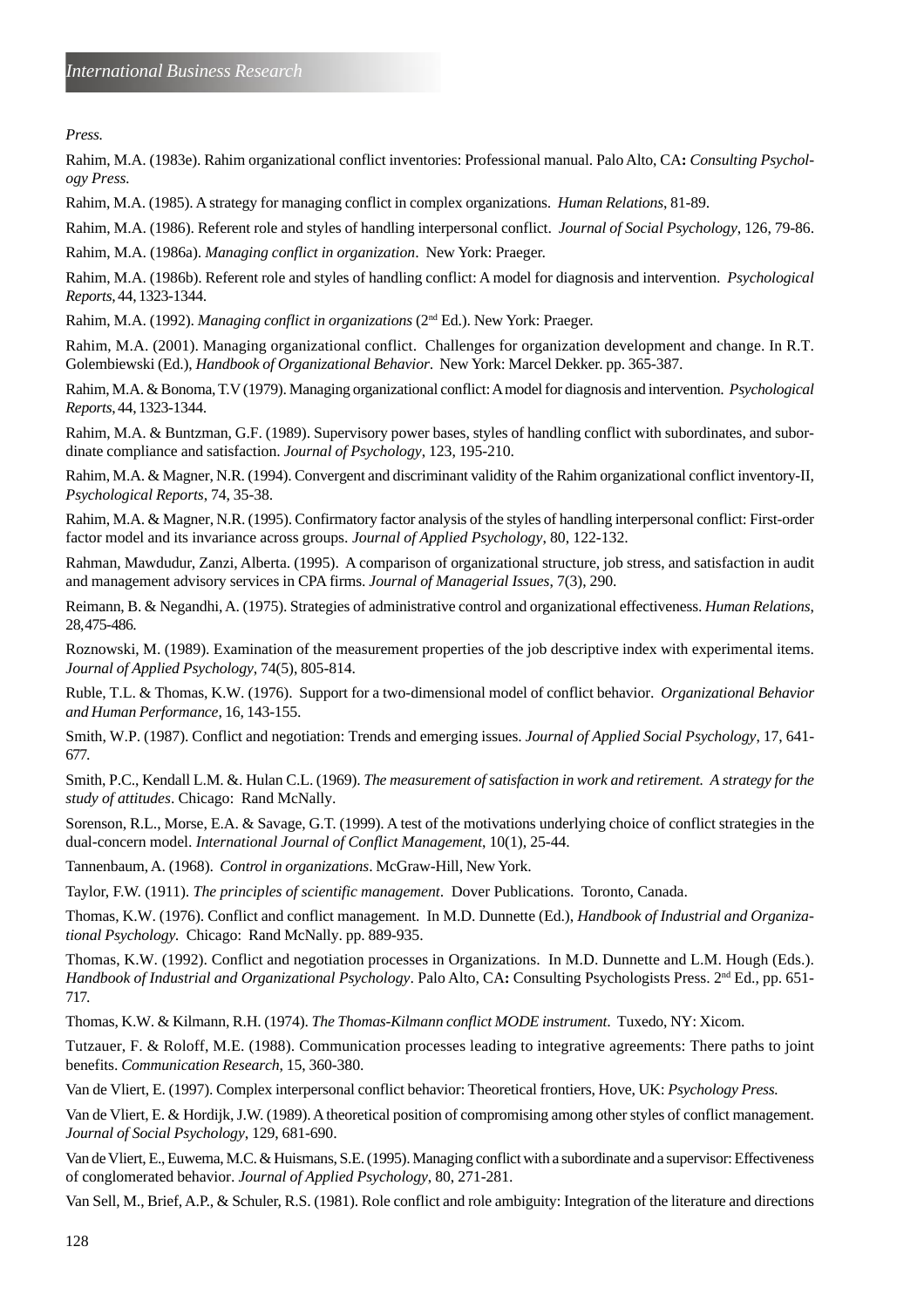*Press.*

Rahim, M.A. (1983e). Rahim organizational conflict inventories: Professional manual. Palo Alto, CA**:** *Consulting Psychology Press.*

Rahim, M.A. (1985). A strategy for managing conflict in complex organizations. *Human Relations*, 81-89.

Rahim, M.A. (1986). Referent role and styles of handling interpersonal conflict. *Journal of Social Psychology*, 126, 79-86.

Rahim, M.A. (1986a). *Managing conflict in organization*. New York: Praeger.

Rahim, M.A. (1986b). Referent role and styles of handling conflict: A model for diagnosis and intervention. *Psychological Reports*, 44, 1323-1344.

Rahim, M.A. (1992). *Managing conflict in organizations* (2nd Ed.). New York: Praeger.

Rahim, M.A. (2001). Managing organizational conflict. Challenges for organization development and change. In R.T. Golembiewski (Ed.), *Handbook of Organizational Behavior*. New York: Marcel Dekker. pp. 365-387.

Rahim, M.A. & Bonoma, T.V (1979). Managing organizational conflict: A model for diagnosis and intervention. *Psychological Reports*, 44, 1323-1344.

Rahim, M.A. & Buntzman, G.F. (1989). Supervisory power bases, styles of handling conflict with subordinates, and subordinate compliance and satisfaction. *Journal of Psychology*, 123, 195-210.

Rahim, M.A. & Magner, N.R. (1994). Convergent and discriminant validity of the Rahim organizational conflict inventory-II, *Psychological Reports*, 74, 35-38.

Rahim, M.A. & Magner, N.R. (1995). Confirmatory factor analysis of the styles of handling interpersonal conflict: First-order factor model and its invariance across groups. *Journal of Applied Psychology*, 80, 122-132.

Rahman, Mawdudur, Zanzi, Alberta. (1995). A comparison of organizational structure, job stress, and satisfaction in audit and management advisory services in CPA firms. *Journal of Managerial Issues*, 7(3), 290.

Reimann, B. & Negandhi, A. (1975). Strategies of administrative control and organizational effectiveness. *Human Relations*, 28, 475-486.

Roznowski, M. (1989). Examination of the measurement properties of the job descriptive index with experimental items. *Journal of Applied Psychology*, 74(5), 805-814.

Ruble, T.L. & Thomas, K.W. (1976). Support for a two-dimensional model of conflict behavior. *Organizational Behavior and Human Performance*, 16, 143-155.

Smith, W.P. (1987). Conflict and negotiation: Trends and emerging issues. *Journal of Applied Social Psychology*, 17, 641-677.

Smith, P.C., Kendall L.M. &. Hulan C.L. (1969). *The measurement of satisfaction in work and retirement. A strategy for the study of attitudes*. Chicago: Rand McNally.

Sorenson, R.L., Morse, E.A. & Savage, G.T. (1999). A test of the motivations underlying choice of conflict strategies in the dual-concern model. *International Journal of Conflict Management*, 10(1), 25-44.

Tannenbaum, A. (1968). *Control in organizations*. McGraw-Hill, New York.

Taylor, F.W. (1911). *The principles of scientific management*. Dover Publications. Toronto, Canada.

Thomas, K.W. (1976). Conflict and conflict management. In M.D. Dunnette (Ed.), *Handbook of Industrial and Organizational Psychology.* Chicago: Rand McNally. pp. 889-935.

Thomas, K.W. (1992). Conflict and negotiation processes in Organizations. In M.D. Dunnette and L.M. Hough (Eds.). *Handbook of Industrial and Organizational Psychology*. Palo Alto, CA**:** Consulting Psychologists Press. 2nd Ed., pp. 651-717.

Thomas, K.W. & Kilmann, R.H. (1974). *The Thomas-Kilmann conflict MODE instrument*. Tuxedo, NY: Xicom.

Tutzauer, F. & Roloff, M.E. (1988). Communication processes leading to integrative agreements: There paths to joint benefits. *Communication Research*, 15, 360-380.

Van de Vliert, E. (1997). Complex interpersonal conflict behavior: Theoretical frontiers, Hove, UK: *Psychology Press.*

Van de Vliert, E. & Hordijk, J.W. (1989). A theoretical position of compromising among other styles of conflict management. *Journal of Social Psychology*, 129, 681-690.

Van de Vliert, E., Euwema, M.C. & Huismans, S.E. (1995). Managing conflict with a subordinate and a supervisor: Effectiveness of conglomerated behavior. *Journal of Applied Psychology*, 80, 271-281.

Van Sell, M., Brief, A.P., & Schuler, R.S. (1981). Role conflict and role ambiguity: Integration of the literature and directions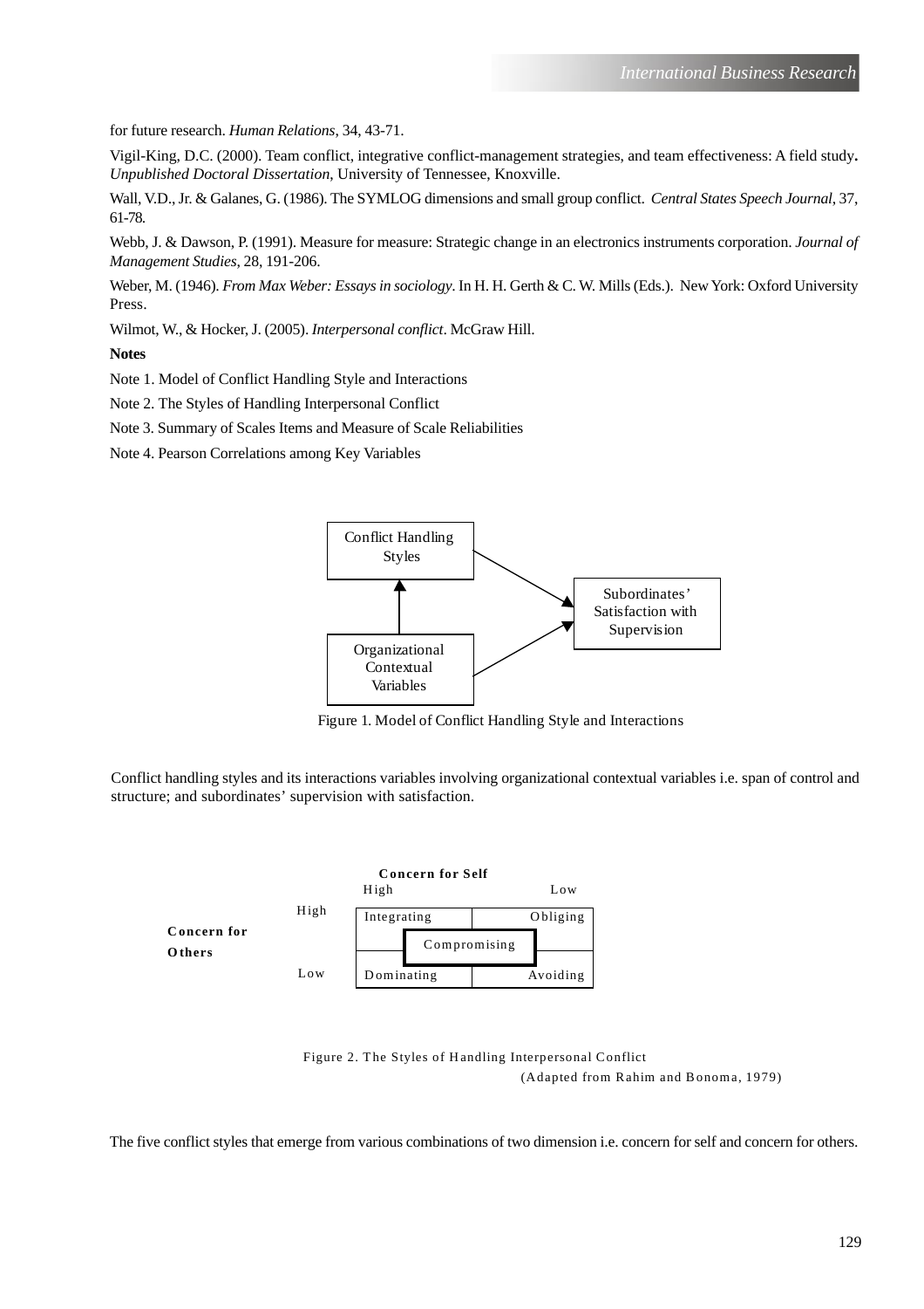for future research. *Human Relations*, 34, 43-71.

Vigil-King, D.C. (2000). Team conflict, integrative conflict-management strategies, and team effectiveness: A field study**.** *Unpublished Doctoral Dissertation*, University of Tennessee, Knoxville.

Wall, V.D., Jr. & Galanes, G. (1986). The SYMLOG dimensions and small group conflict. *Central States Speech Journal*, 37, 61-78.

Webb, J. & Dawson, P. (1991). Measure for measure: Strategic change in an electronics instruments corporation. *Journal of Management Studies*, 28, 191-206.

Weber, M. (1946). *From Max Weber: Essays in sociology*. In H. H. Gerth & C. W. Mills (Eds.). New York: Oxford University Press.

Wilmot, W., & Hocker, J. (2005). *Interpersonal conflict*. McGraw Hill.

**Notes**

Note 1. Model of Conflict Handling Style and Interactions

Note 2. The Styles of Handling Interpersonal Conflict

Note 3. Summary of Scales Items and Measure of Scale Reliabilities

Note 4. Pearson Correlations among Key Variables

Conflict Handling Styles → Subordinates' Satisfaction with Supervision

Organizational Contextual Variables → Conflict Handling Styles

Organizational Contextual Variables → Subordinates' Satisfaction with Supervision

Figure 1. Model of Conflict Handling Style and Interactions

Conflict handling styles and its interactions variables involving organizational contextual variables i.e. span of control and structure; and subordinates' supervision with satisfaction.

| | | Concern for Self: High | Concern for Self: Low |
|---|---|---|---|
| **Concern for Others** | High | Integrating | Obliging |
| | (middle) | Compromising | |
| | Low | Dominating | Avoiding |

Figure 2. The Styles of Handling Interpersonal Conflict

(Adapted from Rahim and Bonoma, 1979)

The five conflict styles that emerge from various combinations of two dimension i.e. concern for self and concern for others.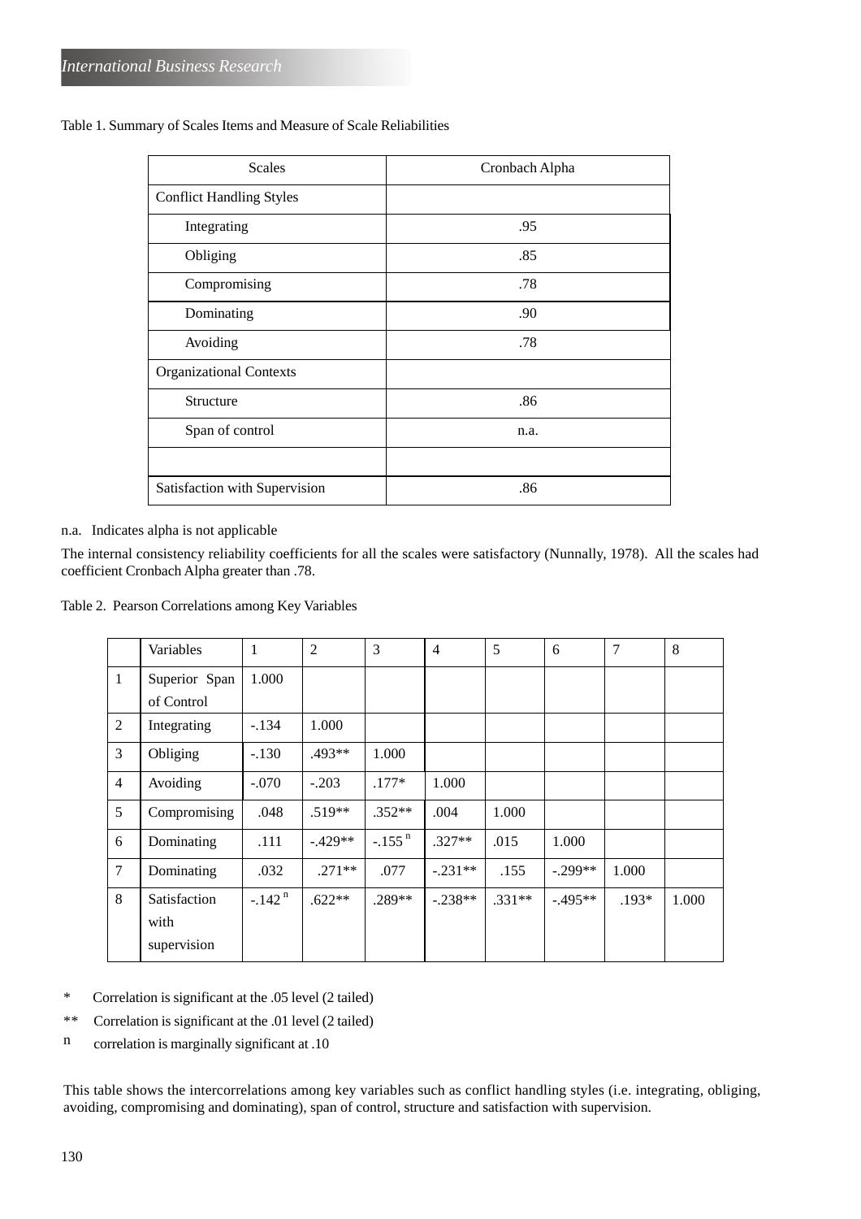Table 1. Summary of Scales Items and Measure of Scale Reliabilities

| Scales | Cronbach Alpha |
|---|---|
| Conflict Handling Styles | |
| Integrating | .95 |
| Obliging | .85 |
| Compromising | .78 |
| Dominating | .90 |
| Avoiding | .78 |
| Organizational Contexts | |
| Structure | .86 |
| Span of control | n.a. |
| | |
| Satisfaction with Supervision | .86 |

n.a. Indicates alpha is not applicable

The internal consistency reliability coefficients for all the scales were satisfactory (Nunnally, 1978). All the scales had coefficient Cronbach Alpha greater than .78.

Table 2. Pearson Correlations among Key Variables

| | Variables | 1 | 2 | 3 | 4 | 5 | 6 | 7 | 8 |
|---|---|---|---|---|---|---|---|---|---|
| 1 | Superior Span of Control | 1.000 | | | | | | | |
| 2 | Integrating | -.134 | 1.000 | | | | | | |
| 3 | Obliging | -.130 | .493** | 1.000 | | | | | |
| 4 | Avoiding | -.070 | -.203 | .177* | 1.000 | | | | |
| 5 | Compromising | .048 | .519** | .352** | .004 | 1.000 | | | |
| 6 | Dominating | .111 | -.429** | -.155 [n] | .327** | .015 | 1.000 | | |
| 7 | Dominating | .032 | .271** | .077 | -.231** | .155 | -.299** | 1.000 | |
| 8 | Satisfaction with supervision | -.142 [n] | .622** | .289** | -.238** | .331** | -.495** | .193* | 1.000 |

\* Correlation is significant at the .05 level (2 tailed)

** Correlation is significant at the .01 level (2 tailed)

n correlation is marginally significant at .10

This table shows the intercorrelations among key variables such as conflict handling styles (i.e. integrating, obliging, avoiding, compromising and dominating), span of control, structure and satisfaction with supervision.